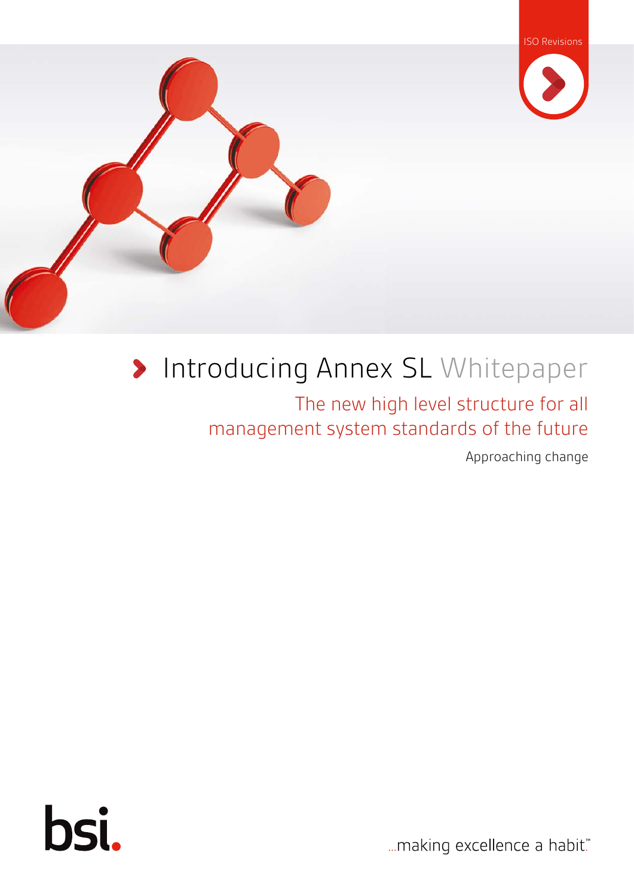ISO Revisions

# Introducing Annex SL Whitepaper

## The new high level structure for all management system standards of the future

Approaching change

bsi.

...making excellence a habit.™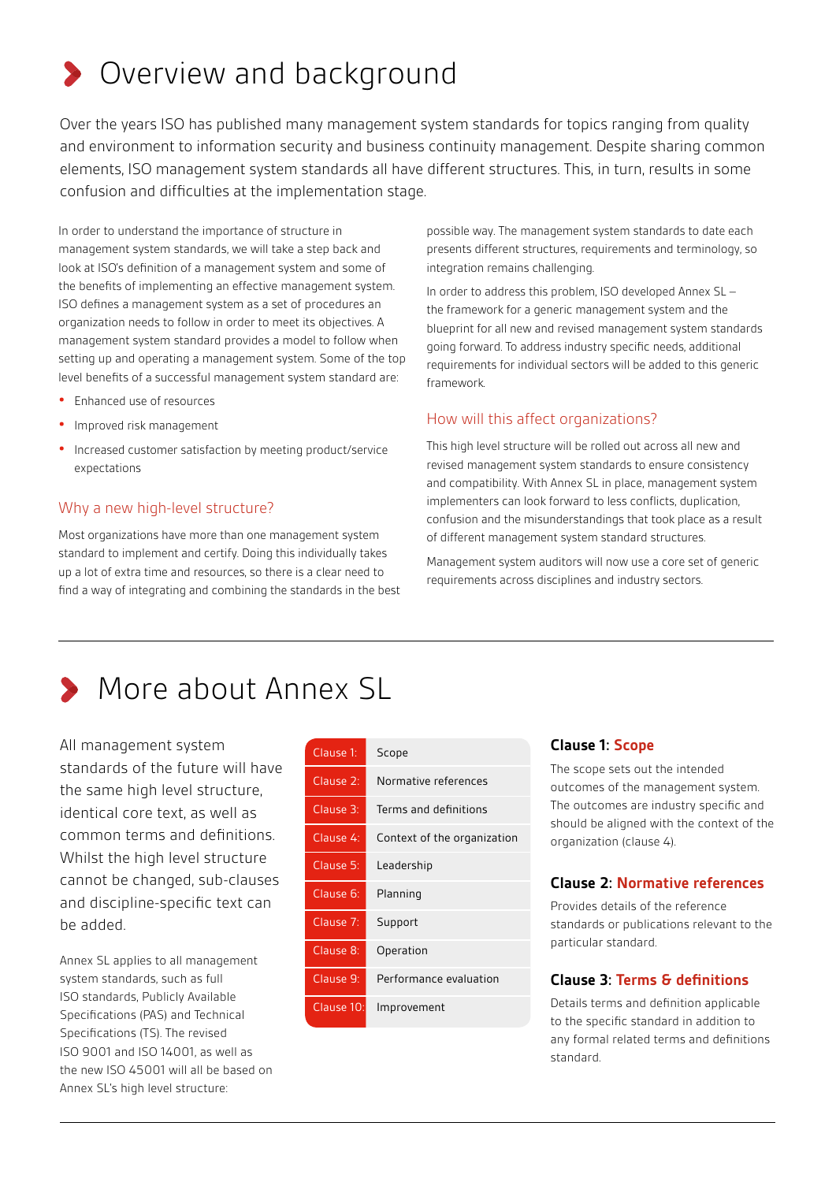# Overview and background

Over the years ISO has published many management system standards for topics ranging from quality and environment to information security and business continuity management. Despite sharing common elements, ISO management system standards all have different structures. This, in turn, results in some confusion and difficulties at the implementation stage.

In order to understand the importance of structure in management system standards, we will take a step back and look at ISO's definition of a management system and some of the benefits of implementing an effective management system. ISO defines a management system as a set of procedures an organization needs to follow in order to meet its objectives. A management system standard provides a model to follow when setting up and operating a management system. Some of the top level benefits of a successful management system standard are:

- Enhanced use of resources
- Improved risk management
- Increased customer satisfaction by meeting product/service expectations

## Why a new high-level structure?

Most organizations have more than one management system standard to implement and certify. Doing this individually takes up a lot of extra time and resources, so there is a clear need to find a way of integrating and combining the standards in the best possible way. The management system standards to date each presents different structures, requirements and terminology, so integration remains challenging.

In order to address this problem, ISO developed Annex SL – the framework for a generic management system and the blueprint for all new and revised management system standards going forward. To address industry specific needs, additional requirements for individual sectors will be added to this generic framework.

## How will this affect organizations?

This high level structure will be rolled out across all new and revised management system standards to ensure consistency and compatibility. With Annex SL in place, management system implementers can look forward to less conflicts, duplication, confusion and the misunderstandings that took place as a result of different management system standard structures.

Management system auditors will now use a core set of generic requirements across disciplines and industry sectors.

# More about Annex SL

All management system standards of the future will have the same high level structure, identical core text, as well as common terms and definitions. Whilst the high level structure cannot be changed, sub-clauses and discipline-specific text can be added.

Annex SL applies to all management system standards, such as full ISO standards, Publicly Available Specifications (PAS) and Technical Specifications (TS). The revised ISO 9001 and ISO 14001, as well as the new ISO 45001 will all be based on Annex SL's high level structure:

| Clause | Title |
|---|---|
| Clause 1: | Scope |
| Clause 2: | Normative references |
| Clause 3: | Terms and definitions |
| Clause 4: | Context of the organization |
| Clause 5: | Leadership |
| Clause 6: | Planning |
| Clause 7: | Support |
| Clause 8: | Operation |
| Clause 9: | Performance evaluation |
| Clause 10: | Improvement |

### Clause 1: Scope

The scope sets out the intended outcomes of the management system. The outcomes are industry specific and should be aligned with the context of the organization (clause 4).

### Clause 2: Normative references

Provides details of the reference standards or publications relevant to the particular standard.

### Clause 3: Terms & definitions

Details terms and definition applicable to the specific standard in addition to any formal related terms and definitions standard.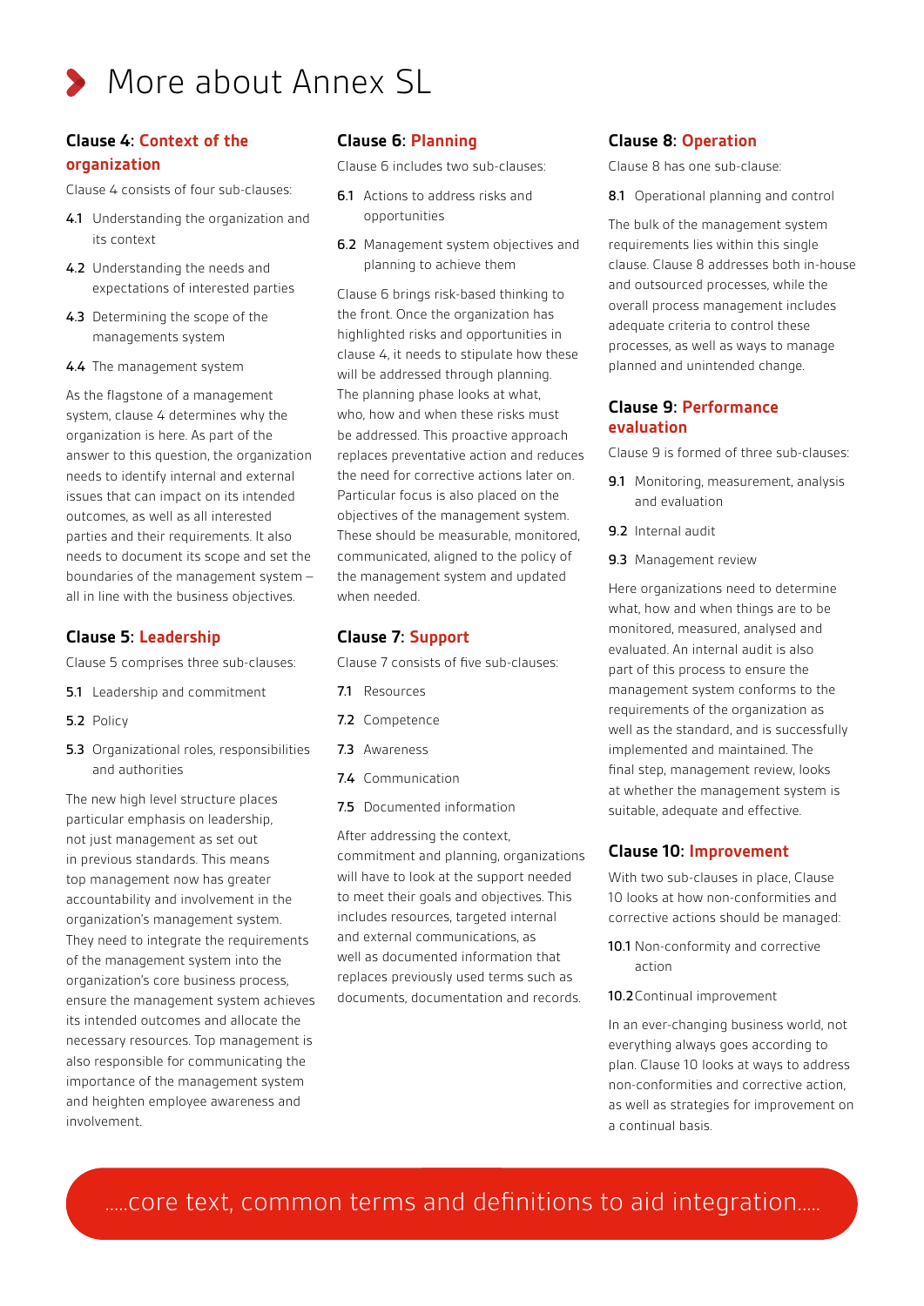# More about Annex SL

## Clause 4: Context of the organization

Clause 4 consists of four sub-clauses:

**4.1** Understanding the organization and its context

**4.2** Understanding the needs and expectations of interested parties

**4.3** Determining the scope of the managements system

**4.4** The management system

As the flagstone of a management system, clause 4 determines why the organization is here. As part of the answer to this question, the organization needs to identify internal and external issues that can impact on its intended outcomes, as well as all interested parties and their requirements. It also needs to document its scope and set the boundaries of the management system – all in line with the business objectives.

## Clause 5: Leadership

Clause 5 comprises three sub-clauses:

**5.1** Leadership and commitment

**5.2** Policy

**5.3** Organizational roles, responsibilities and authorities

The new high level structure places particular emphasis on leadership, not just management as set out in previous standards. This means top management now has greater accountability and involvement in the organization's management system. They need to integrate the requirements of the management system into the organization's core business process, ensure the management system achieves its intended outcomes and allocate the necessary resources. Top management is also responsible for communicating the importance of the management system and heighten employee awareness and involvement.

## Clause 6: Planning

Clause 6 includes two sub-clauses:

**6.1** Actions to address risks and opportunities

**6.2** Management system objectives and planning to achieve them

Clause 6 brings risk-based thinking to the front. Once the organization has highlighted risks and opportunities in clause 4, it needs to stipulate how these will be addressed through planning. The planning phase looks at what, who, how and when these risks must be addressed. This proactive approach replaces preventative action and reduces the need for corrective actions later on. Particular focus is also placed on the objectives of the management system. These should be measurable, monitored, communicated, aligned to the policy of the management system and updated when needed.

## Clause 7: Support

Clause 7 consists of five sub-clauses:

**7.1** Resources

**7.2** Competence

**7.3** Awareness

**7.4** Communication

**7.5** Documented information

After addressing the context, commitment and planning, organizations will have to look at the support needed to meet their goals and objectives. This includes resources, targeted internal and external communications, as well as documented information that replaces previously used terms such as documents, documentation and records.

## Clause 8: Operation

Clause 8 has one sub-clause:

**8.1** Operational planning and control

The bulk of the management system requirements lies within this single clause. Clause 8 addresses both in-house and outsourced processes, while the overall process management includes adequate criteria to control these processes, as well as ways to manage planned and unintended change.

## Clause 9: Performance evaluation

Clause 9 is formed of three sub-clauses:

**9.1** Monitoring, measurement, analysis and evaluation

**9.2** Internal audit

**9.3** Management review

Here organizations need to determine what, how and when things are to be monitored, measured, analysed and evaluated. An internal audit is also part of this process to ensure the management system conforms to the requirements of the organization as well as the standard, and is successfully implemented and maintained. The final step, management review, looks at whether the management system is suitable, adequate and effective.

## Clause 10: Improvement

With two sub-clauses in place, Clause 10 looks at how non-conformities and corrective actions should be managed:

**10.1** Non-conformity and corrective action

**10.2** Continual improvement

In an ever-changing business world, not everything always goes according to plan. Clause 10 looks at ways to address non-conformities and corrective action, as well as strategies for improvement on a continual basis.

.....core text, common terms and definitions to aid integration.....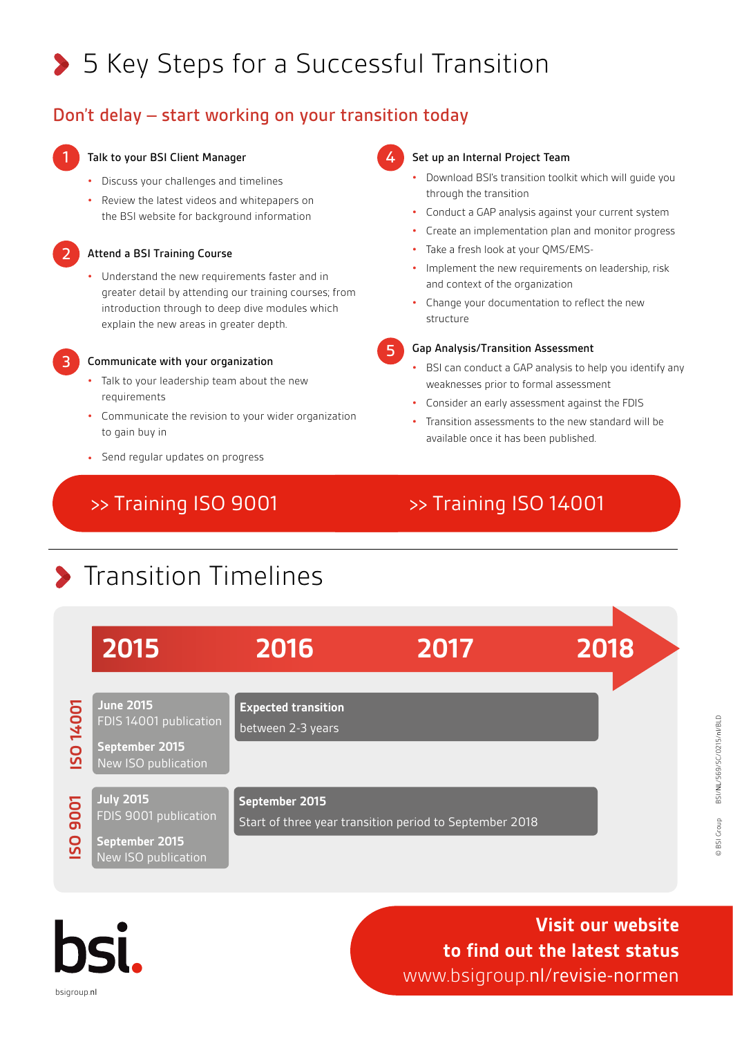# 5 Key Steps for a Successful Transition

## Don't delay – start working on your transition today

### 1 Talk to your BSI Client Manager

- Discuss your challenges and timelines
- Review the latest videos and whitepapers on the BSI website for background information

### 2 Attend a BSI Training Course

- Understand the new requirements faster and in greater detail by attending our training courses; from introduction through to deep dive modules which explain the new areas in greater depth.

### 3 Communicate with your organization

- Talk to your leadership team about the new requirements
- Communicate the revision to your wider organization to gain buy in
- Send regular updates on progress

### 4 Set up an Internal Project Team

- Download BSI's transition toolkit which will guide you through the transition
- Conduct a GAP analysis against your current system
- Create an implementation plan and monitor progress
- Take a fresh look at your QMS/EMS-
- Implement the new requirements on leadership, risk and context of the organization
- Change your documentation to reflect the new structure

### 5 Gap Analysis/Transition Assessment

- BSI can conduct a GAP analysis to help you identify any weaknesses prior to formal assessment
- Consider an early assessment against the FDIS
- Transition assessments to the new standard will be available once it has been published.

>> Training ISO 9001

>> Training ISO 14001

# Transition Timelines

2015
2016
2017
2018

ISO 14001

**June 2015**
FDIS 14001 publication

**September 2015**
New ISO publication

**Expected transition**
between 2-3 years

ISO 9001

**July 2015**
FDIS 9001 publication

**September 2015**
New ISO publication

**September 2015**
Start of three year transition period to September 2018

bsi.

bsigroup.nl

**Visit our website to find out the latest status**
www.bsigroup.nl/revisie-normen

© BSI Group BSI/NL/569/SC/0215/nl/BLD